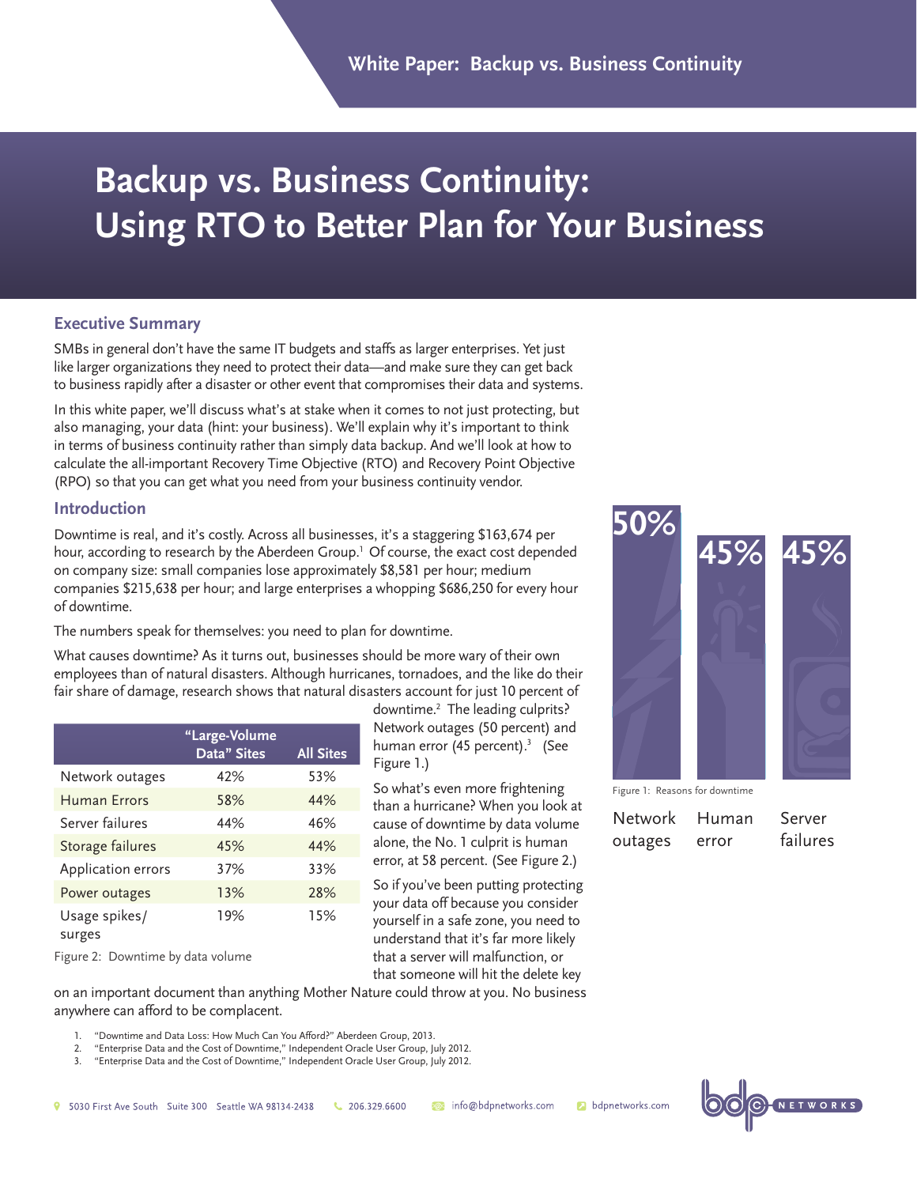# Backup vs. Business Continuity: Using RTO to Better Plan for Your Business

## Executive Summary

SMBs in general don't have the same IT budgets and staffs as larger enterprises. Yet just like larger organizations they need to protect their data—and make sure they can get back to business rapidly after a disaster or other event that compromises their data and systems.

In this white paper, we'll discuss what's at stake when it comes to not just protecting, but also managing, your data (hint: your business). We'll explain why it's important to think in terms of business continuity rather than simply data backup. And we'll look at how to calculate the all-important Recovery Time Objective (RTO) and Recovery Point Objective (RPO) so that you can get what you need from your business continuity vendor.

## Introduction

Downtime is real, and it's costly. Across all businesses, it's a staggering $163,674 per hour, according to research by the Aberdeen Group.[1] Of course, the exact cost depended on company size: small companies lose approximately $8,581 per hour; medium companies $215,638 per hour; and large enterprises a whopping $686,250 for every hour of downtime.

The numbers speak for themselves: you need to plan for downtime.

What causes downtime? As it turns out, businesses should be more wary of their own employees than of natural disasters. Although hurricanes, tornadoes, and the like do their fair share of damage, research shows that natural disasters account for just 10 percent of downtime.[2] The leading culprits? Network outages (50 percent) and human error (45 percent).[3] (See Figure 1.)

| Reason | Percentage |
|---|---|
| Network outages | 50% |
| Human error | 45% |
| Server failures | 45% |

Figure 1: Reasons for downtime

So what's even more frightening than a hurricane? When you look at cause of downtime by data volume alone, the No. 1 culprit is human error, at 58 percent. (See Figure 2.)

| | "Large-Volume Data" Sites | All Sites |
|---|---|---|
| Network outages | 42% | 53% |
| Human Errors | 58% | 44% |
| Server failures | 44% | 46% |
| Storage failures | 45% | 44% |
| Application errors | 37% | 33% |
| Power outages | 13% | 28% |
| Usage spikes/ surges | 19% | 15% |

Figure 2: Downtime by data volume

So if you've been putting protecting your data off because you consider yourself in a safe zone, you need to understand that it's far more likely that a server will malfunction, or that someone will hit the delete key on an important document than anything Mother Nature could throw at you. No business anywhere can afford to be complacent.

1. "Downtime and Data Loss: How Much Can You Afford?" Aberdeen Group, 2013.
2. "Enterprise Data and the Cost of Downtime," Independent Oracle User Group, July 2012.
3. "Enterprise Data and the Cost of Downtime," Independent Oracle User Group, July 2012.

5030 First Ave South Suite 300 Seattle WA 98134-2438 | 206.329.6600 | info@bdpnetworks.com | bdpnetworks.com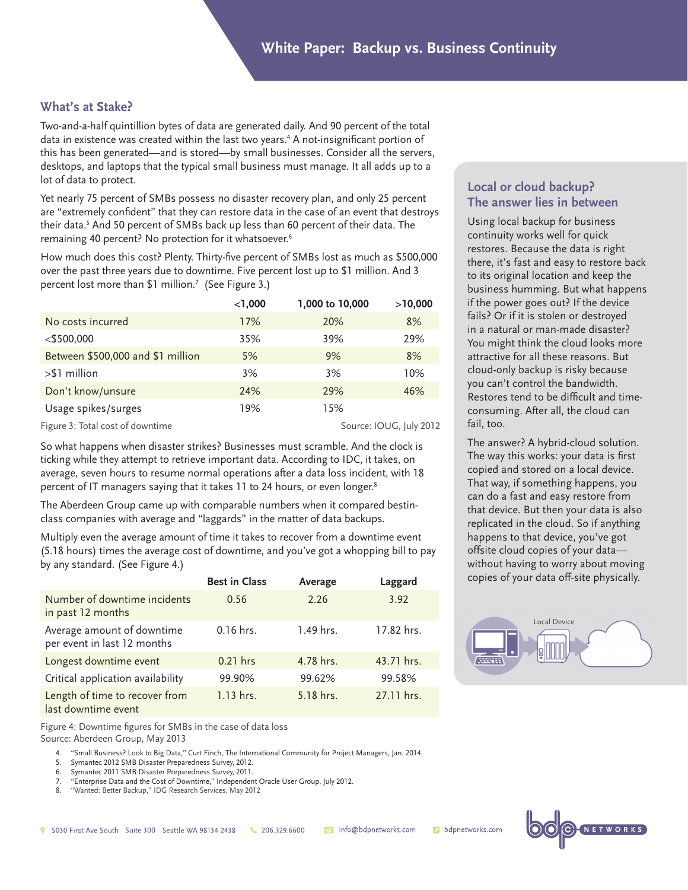## What's at Stake?

Two-and-a-half quintillion bytes of data are generated daily. And 90 percent of the total data in existence was created within the last two years.[4] A not-insignificant portion of this has been generated—and is stored—by small businesses. Consider all the servers, desktops, and laptops that the typical small business must manage. It all adds up to a lot of data to protect.

Yet nearly 75 percent of SMBs possess no disaster recovery plan, and only 25 percent are "extremely confident" that they can restore data in the case of an event that destroys their data.[5] And 50 percent of SMBs back up less than 60 percent of their data. The remaining 40 percent? No protection for it whatsoever.[6]

How much does this cost? Plenty. Thirty-five percent of SMBs lost as much as $500,000 over the past three years due to downtime. Five percent lost up to $1 million. And 3 percent lost more than $1 million.[7] (See Figure 3.)

| | <1,000 | 1,000 to 10,000 | >10,000 |
|---|---|---|---|
| No costs incurred | 17% | 20% | 8% |
| <$500,000 | 35% | 39% | 29% |
| Between $500,000 and $1 million | 5% | 9% | 8% |
| >$1 million | 3% | 3% | 10% |
| Don't know/unsure | 24% | 29% | 46% |
| Usage spikes/surges | 19% | 15% | |

Figure 3: Total cost of downtime Source: IOUG, July 2012

So what happens when disaster strikes? Businesses must scramble. And the clock is ticking while they attempt to retrieve important data. According to IDC, it takes, on average, seven hours to resume normal operations after a data loss incident, with 18 percent of IT managers saying that it takes 11 to 24 hours, or even longer.[8]

The Aberdeen Group came up with comparable numbers when it compared bestin-class companies with average and "laggards" in the matter of data backups.

Multiply even the average amount of time it takes to recover from a downtime event (5.18 hours) times the average cost of downtime, and you've got a whopping bill to pay by any standard. (See Figure 4.)

| | Best in Class | Average | Laggard |
|---|---|---|---|
| Number of downtime incidents in past 12 months | 0.56 | 2.26 | 3.92 |
| Average amount of downtime per event in last 12 months | 0.16 hrs. | 1.49 hrs. | 17.82 hrs. |
| Longest downtime event | 0.21 hrs | 4.78 hrs. | 43.71 hrs. |
| Critical application availability | 99.90% | 99.62% | 99.58% |
| Length of time to recover from last downtime event | 1.13 hrs. | 5.18 hrs. | 27.11 hrs. |

Figure 4: Downtime figures for SMBs in the case of data loss
Source: Aberdeen Group, May 2013

4. "Small Business? Look to Big Data," Curt Finch, The International Community for Project Managers, Jan. 2014.
5. Symantec 2012 SMB Disaster Preparedness Survey, 2012.
6. Symantec 2011 SMB Disaster Preparedness Survey, 2011.
7. "Enterprise Data and the Cost of Downtime," Independent Oracle User Group, July 2012.
8. "Wanted: Better Backup," IDG Research Services, May 2012

### Local or cloud backup? The answer lies in between

Using local backup for business continuity works well for quick restores. Because the data is right there, it's fast and easy to restore back to its original location and keep the business humming. But what happens if the power goes out? If the device fails? Or if it is stolen or destroyed in a natural or man-made disaster? You might think the cloud looks more attractive for all these reasons. But cloud-only backup is risky because you can't control the bandwidth. Restores tend to be difficult and time-consuming. After all, the cloud can fail, too.

The answer? A hybrid-cloud solution. The way this works: your data is first copied and stored on a local device. That way, if something happens, you can do a fast and easy restore from that device. But then your data is also replicated in the cloud. So if anything happens to that device, you've got offsite cloud copies of your data—without having to worry about moving copies of your data off-site physically.

Local Device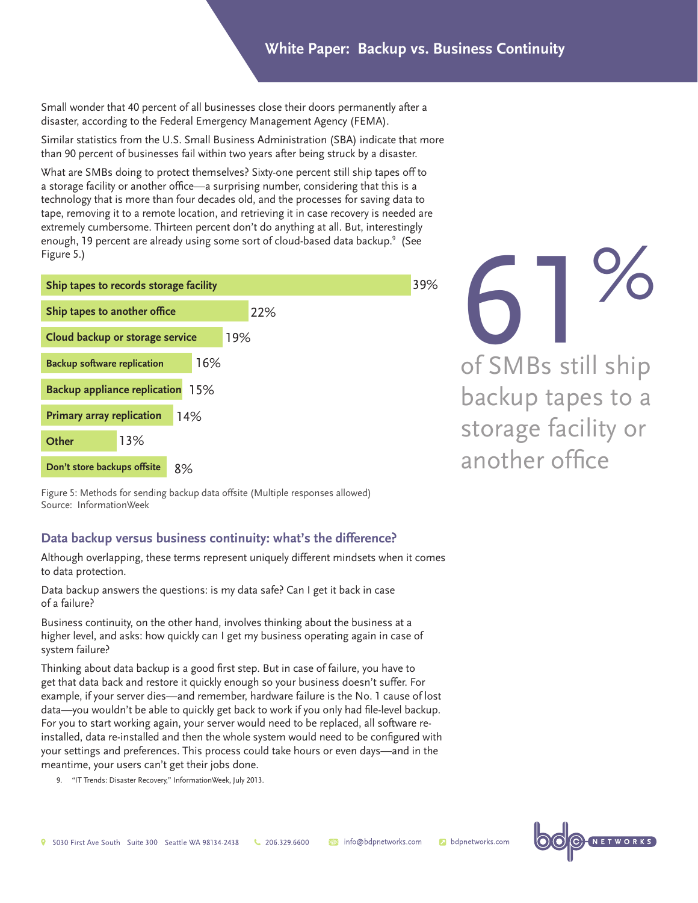Small wonder that 40 percent of all businesses close their doors permanently after a disaster, according to the Federal Emergency Management Agency (FEMA).

Similar statistics from the U.S. Small Business Administration (SBA) indicate that more than 90 percent of businesses fail within two years after being struck by a disaster.

What are SMBs doing to protect themselves? Sixty-one percent still ship tapes off to a storage facility or another office—a surprising number, considering that this is a technology that is more than four decades old, and the processes for saving data to tape, removing it to a remote location, and retrieving it in case recovery is needed are extremely cumbersome. Thirteen percent don't do anything at all. But, interestingly enough, 19 percent are already using some sort of cloud-based data backup.[9] (See Figure 5.)

| Method | Percent |
|---|---|
| Ship tapes to records storage facility | 39% |
| Ship tapes to another office | 22% |
| Cloud backup or storage service | 19% |
| Backup software replication | 16% |
| Backup appliance replication | 15% |
| Primary array replication | 14% |
| Other | 13% |
| Don't store backups offsite | 8% |

Figure 5: Methods for sending backup data offsite (Multiple responses allowed)
Source: InformationWeek

**61%** of SMBs still ship backup tapes to a storage facility or another office

## Data backup versus business continuity: what's the difference?

Although overlapping, these terms represent uniquely different mindsets when it comes to data protection.

Data backup answers the questions: is my data safe? Can I get it back in case of a failure?

Business continuity, on the other hand, involves thinking about the business at a higher level, and asks: how quickly can I get my business operating again in case of system failure?

Thinking about data backup is a good first step. But in case of failure, you have to get that data back and restore it quickly enough so your business doesn't suffer. For example, if your server dies—and remember, hardware failure is the No. 1 cause of lost data—you wouldn't be able to quickly get back to work if you only had file-level backup. For you to start working again, your server would need to be replaced, all software re-installed, data re-installed and then the whole system would need to be configured with your settings and preferences. This process could take hours or even days—and in the meantime, your users can't get their jobs done.

9. "IT Trends: Disaster Recovery," InformationWeek, July 2013.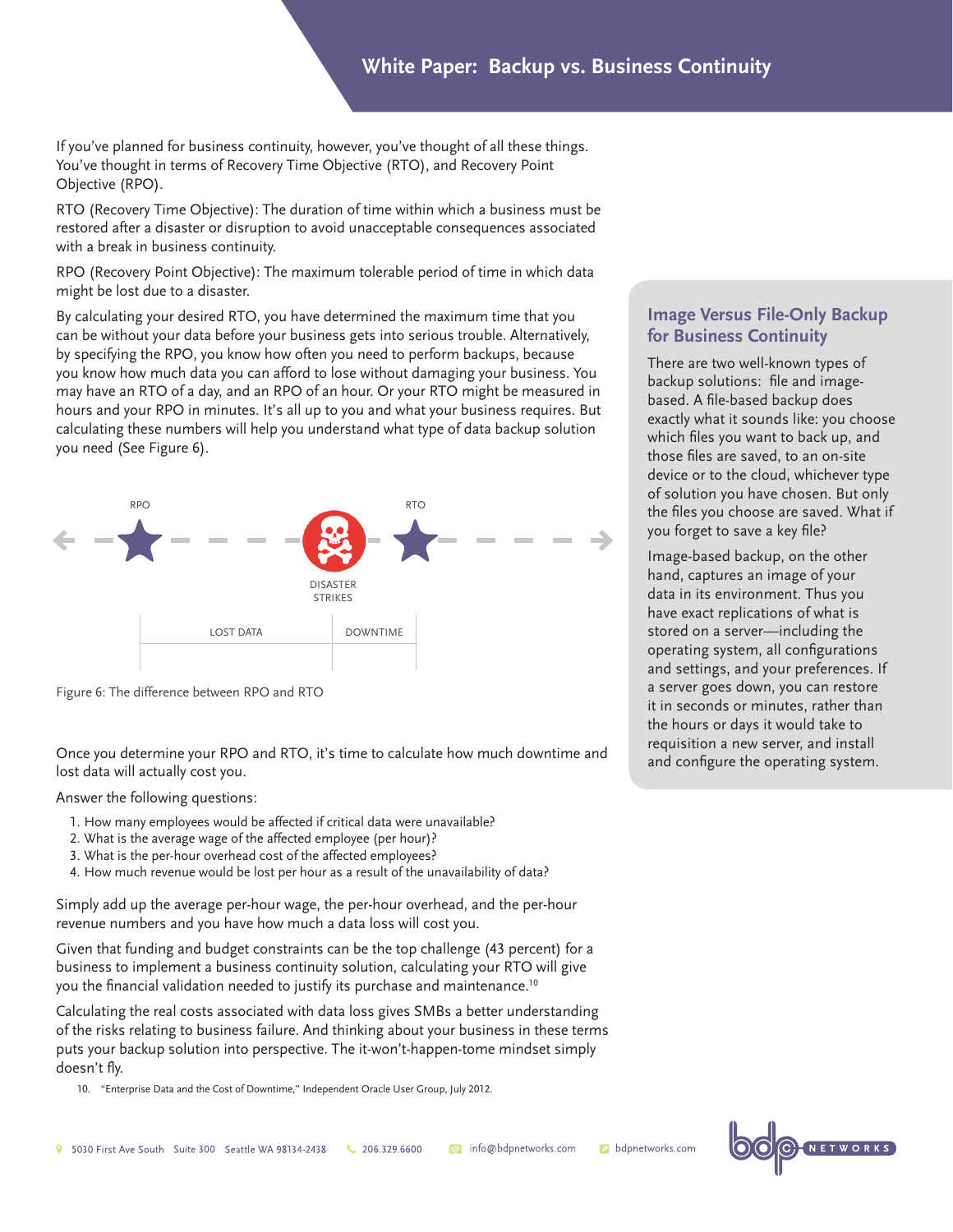If you've planned for business continuity, however, you've thought of all these things. You've thought in terms of Recovery Time Objective (RTO), and Recovery Point Objective (RPO).

RTO (Recovery Time Objective): The duration of time within which a business must be restored after a disaster or disruption to avoid unacceptable consequences associated with a break in business continuity.

RPO (Recovery Point Objective): The maximum tolerable period of time in which data might be lost due to a disaster.

By calculating your desired RTO, you have determined the maximum time that you can be without your data before your business gets into serious trouble. Alternatively, by specifying the RPO, you know how often you need to perform backups, because you know how much data you can afford to lose without damaging your business. You may have an RTO of a day, and an RPO of an hour. Or your RTO might be measured in hours and your RPO in minutes. It's all up to you and what your business requires. But calculating these numbers will help you understand what type of data backup solution you need (See Figure 6).

RPO — DISASTER STRIKES — RTO

LOST DATA | DOWNTIME

Figure 6: The difference between RPO and RTO

Once you determine your RPO and RTO, it's time to calculate how much downtime and lost data will actually cost you.

Answer the following questions:

1. How many employees would be affected if critical data were unavailable?
2. What is the average wage of the affected employee (per hour)?
3. What is the per-hour overhead cost of the affected employees?
4. How much revenue would be lost per hour as a result of the unavailability of data?

Simply add up the average per-hour wage, the per-hour overhead, and the per-hour revenue numbers and you have how much a data loss will cost you.

Given that funding and budget constraints can be the top challenge (43 percent) for a business to implement a business continuity solution, calculating your RTO will give you the financial validation needed to justify its purchase and maintenance.[10]

Calculating the real costs associated with data loss gives SMBs a better understanding of the risks relating to business failure. And thinking about your business in these terms puts your backup solution into perspective. The it-won't-happen-tome mindset simply doesn't fly.

10. "Enterprise Data and the Cost of Downtime," Independent Oracle User Group, July 2012.

## Image Versus File-Only Backup for Business Continuity

There are two well-known types of backup solutions: file and image-based. A file-based backup does exactly what it sounds like: you choose which files you want to back up, and those files are saved, to an on-site device or to the cloud, whichever type of solution you have chosen. But only the files you choose are saved. What if you forget to save a key file?

Image-based backup, on the other hand, captures an image of your data in its environment. Thus you have exact replications of what is stored on a server—including the operating system, all configurations and settings, and your preferences. If a server goes down, you can restore it in seconds or minutes, rather than the hours or days it would take to requisition a new server, and install and configure the operating system.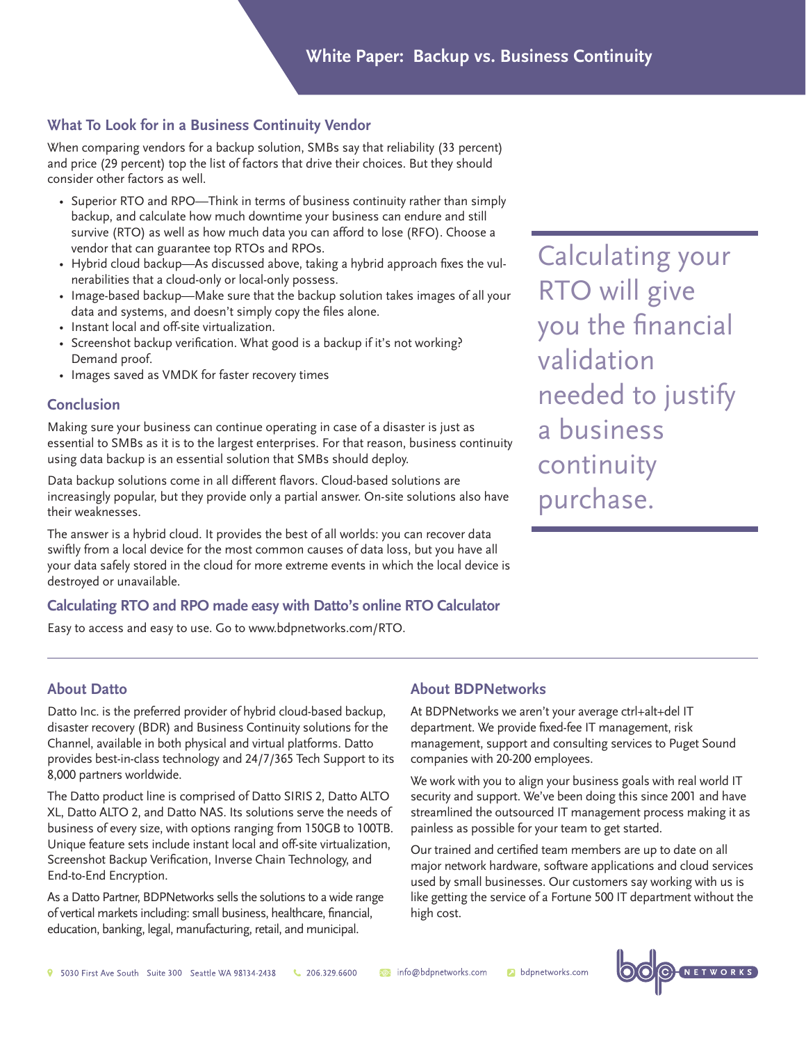## What To Look for in a Business Continuity Vendor

When comparing vendors for a backup solution, SMBs say that reliability (33 percent) and price (29 percent) top the list of factors that drive their choices. But they should consider other factors as well.

- Superior RTO and RPO—Think in terms of business continuity rather than simply backup, and calculate how much downtime your business can endure and still survive (RTO) as well as how much data you can afford to lose (RFO). Choose a vendor that can guarantee top RTOs and RPOs.
- Hybrid cloud backup—As discussed above, taking a hybrid approach fixes the vulnerabilities that a cloud-only or local-only possess.
- Image-based backup—Make sure that the backup solution takes images of all your data and systems, and doesn't simply copy the files alone.
- Instant local and off-site virtualization.
- Screenshot backup verification. What good is a backup if it's not working? Demand proof.
- Images saved as VMDK for faster recovery times

Calculating your RTO will give you the financial validation needed to justify a business continuity purchase.

## Conclusion

Making sure your business can continue operating in case of a disaster is just as essential to SMBs as it is to the largest enterprises. For that reason, business continuity using data backup is an essential solution that SMBs should deploy.

Data backup solutions come in all different flavors. Cloud-based solutions are increasingly popular, but they provide only a partial answer. On-site solutions also have their weaknesses.

The answer is a hybrid cloud. It provides the best of all worlds: you can recover data swiftly from a local device for the most common causes of data loss, but you have all your data safely stored in the cloud for more extreme events in which the local device is destroyed or unavailable.

## Calculating RTO and RPO made easy with Datto's online RTO Calculator

Easy to access and easy to use. Go to www.bdpnetworks.com/RTO.

## About Datto

Datto Inc. is the preferred provider of hybrid cloud-based backup, disaster recovery (BDR) and Business Continuity solutions for the Channel, available in both physical and virtual platforms. Datto provides best-in-class technology and 24/7/365 Tech Support to its 8,000 partners worldwide.

The Datto product line is comprised of Datto SIRIS 2, Datto ALTO XL, Datto ALTO 2, and Datto NAS. Its solutions serve the needs of business of every size, with options ranging from 150GB to 100TB. Unique feature sets include instant local and off-site virtualization, Screenshot Backup Verification, Inverse Chain Technology, and End-to-End Encryption.

As a Datto Partner, BDPNetworks sells the solutions to a wide range of vertical markets including: small business, healthcare, financial, education, banking, legal, manufacturing, retail, and municipal.

## About BDPNetworks

At BDPNetworks we aren't your average ctrl+alt+del IT department. We provide fixed-fee IT management, risk management, support and consulting services to Puget Sound companies with 20-200 employees.

We work with you to align your business goals with real world IT security and support. We've been doing this since 2001 and have streamlined the outsourced IT management process making it as painless as possible for your team to get started.

Our trained and certified team members are up to date on all major network hardware, software applications and cloud services used by small businesses. Our customers say working with us is like getting the service of a Fortune 500 IT department without the high cost.

5030 First Ave South Suite 300 Seattle WA 98134-2438 | 206.329.6600 | info@bdpnetworks.com | bdpnetworks.com